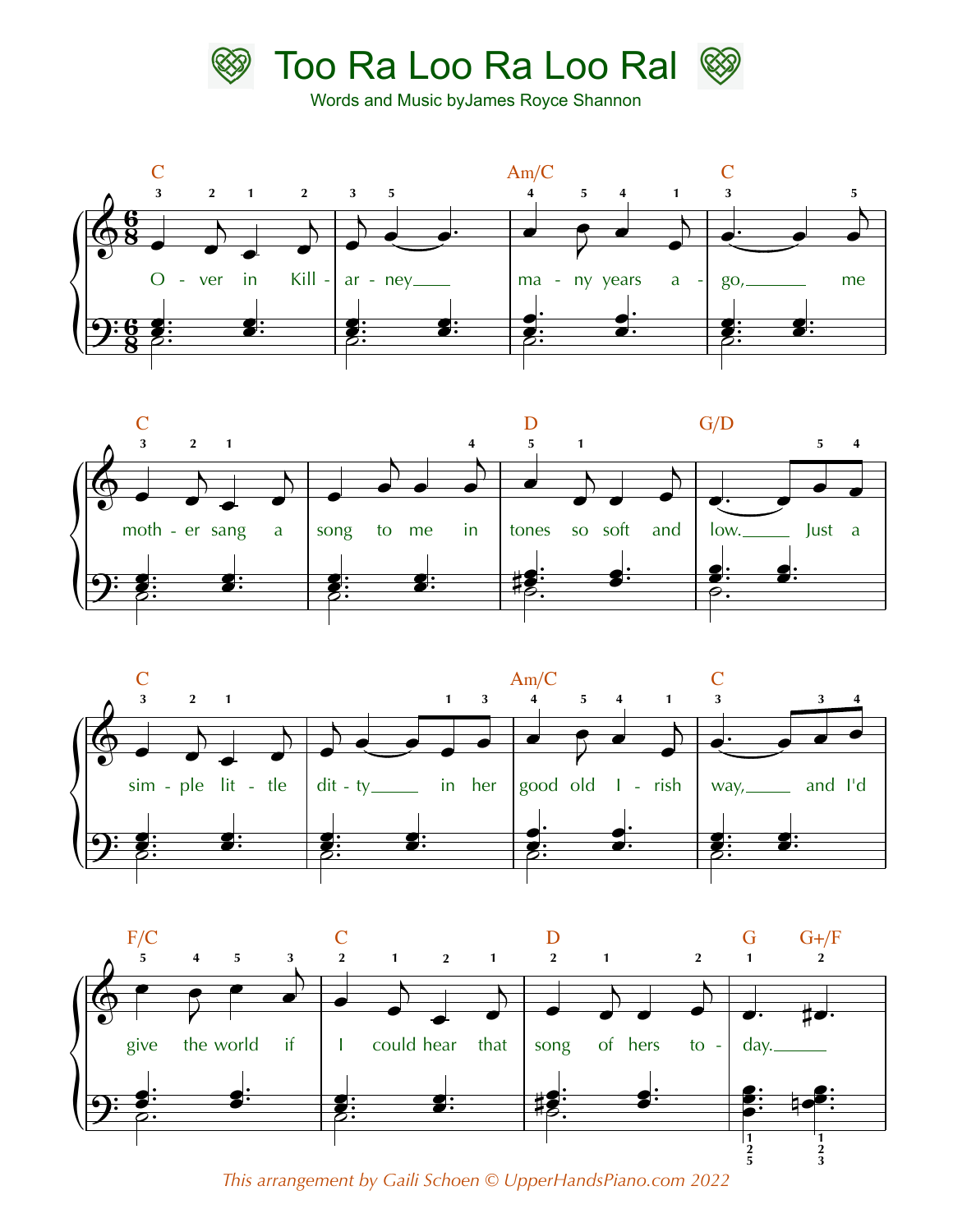# Too Ra Loo Ra Loo Ral

Words and Music byJames Royce Shannon

O - ver in Kill - ar - ney many years a - go, me moth - er sang a song to me in tones so soft and low. Just a sim - ple lit - tle dit - ty in her good old I - rish way, and I'd give the world if I could hear that song of hers to - day.

*This arrangement by Gaili Schoen © UpperHandsPiano.com 2022*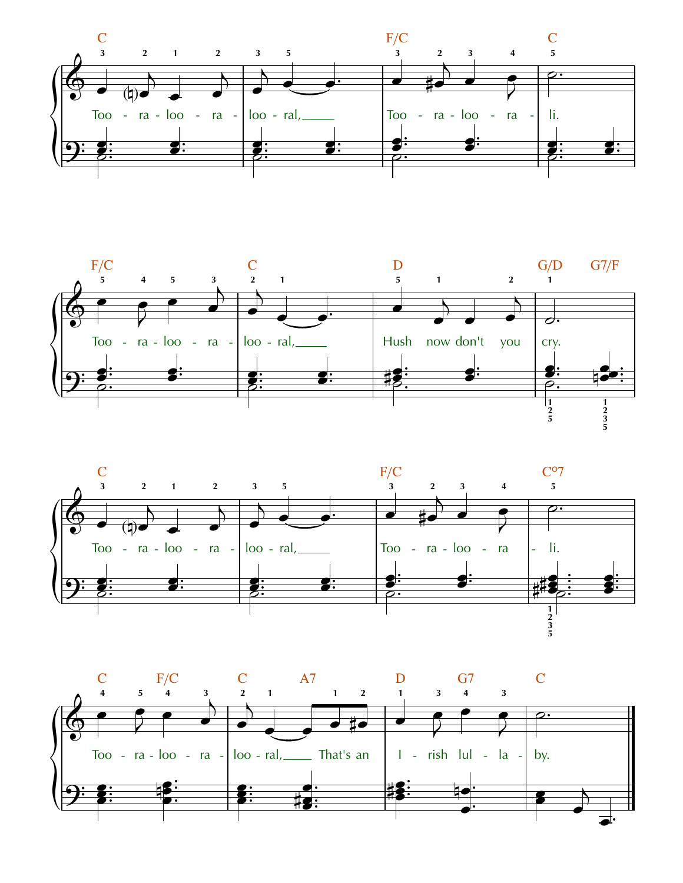C F/C C

Too - ra - loo - ra - loo - ral, Too - ra - loo - ra - li.

F/C C D G/D G7/F

Too - ra - loo - ra - loo - ral, Hush now don't you cry.

C F/C C°7

Too - ra - loo - ra - loo - ral, Too - ra - loo - ra - li.

C F/C C A7 D G7 C

Too - ra - loo - ra - loo - ral, That's an I - rish lul - la - by.